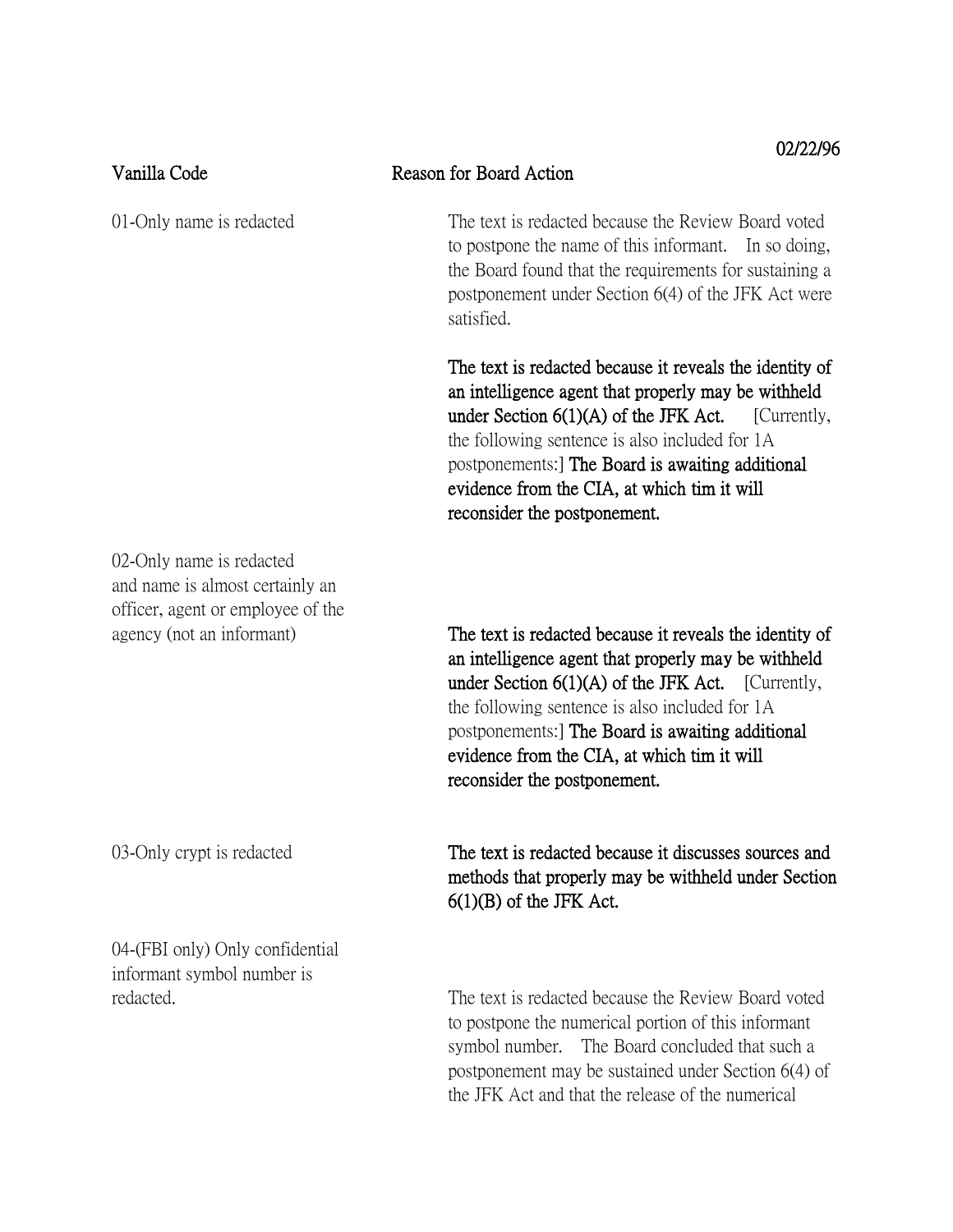02/22/96

| **Vanilla Code** | **Reason for Board Action** |
| --- | --- |
| 01-Only name is redacted | The text is redacted because the Review Board voted to postpone the name of this informant. In so doing, the Board found that the requirements for sustaining a postponement under Section 6(4) of the JFK Act were satisfied.<br><br>**The text is redacted because it reveals the identity of an intelligence agent that properly may be withheld under Section 6(1)(A) of the JFK Act.** [Currently, the following sentence is also included for 1A postponements:] **The Board is awaiting additional evidence from the CIA, at which tim it will reconsider the postponement.** |
| 02-Only name is redacted and name is almost certainly an officer, agent or employee of the agency (not an informant) | **The text is redacted because it reveals the identity of an intelligence agent that properly may be withheld under Section 6(1)(A) of the JFK Act.** [Currently, the following sentence is also included for 1A postponements:] **The Board is awaiting additional evidence from the CIA, at which tim it will reconsider the postponement.** |
| 03-Only crypt is redacted | **The text is redacted because it discusses sources and methods that properly may be withheld under Section 6(1)(B) of the JFK Act.** |
| 04-(FBI only) Only confidential informant symbol number is redacted. | The text is redacted because the Review Board voted to postpone the numerical portion of this informant symbol number. The Board concluded that such a postponement may be sustained under Section 6(4) of the JFK Act and that the release of the numerical |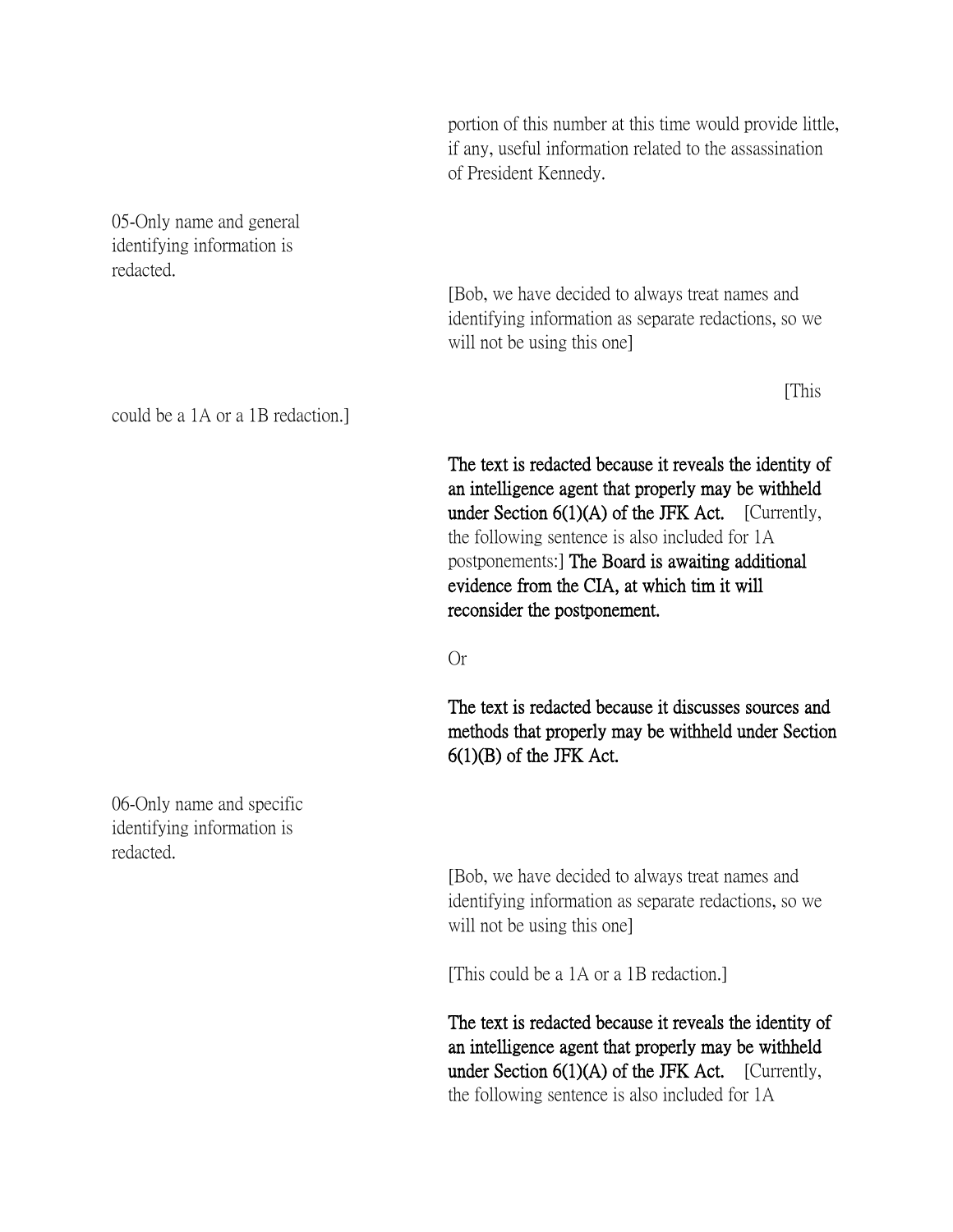portion of this number at this time would provide little, if any, useful information related to the assassination of President Kennedy.

05-Only name and general identifying information is redacted.

[Bob, we have decided to always treat names and identifying information as separate redactions, so we will not be using this one]

[This could be a 1A or a 1B redaction.]

**The text is redacted because it reveals the identity of an intelligence agent that properly may be withheld under Section 6(1)(A) of the JFK Act.** [Currently, the following sentence is also included for 1A postponements:] **The Board is awaiting additional evidence from the CIA, at which tim it will reconsider the postponement.**

Or

**The text is redacted because it discusses sources and methods that properly may be withheld under Section 6(1)(B) of the JFK Act.**

06-Only name and specific identifying information is redacted.

[Bob, we have decided to always treat names and identifying information as separate redactions, so we will not be using this one]

[This could be a 1A or a 1B redaction.]

**The text is redacted because it reveals the identity of an intelligence agent that properly may be withheld under Section 6(1)(A) of the JFK Act.** [Currently, the following sentence is also included for 1A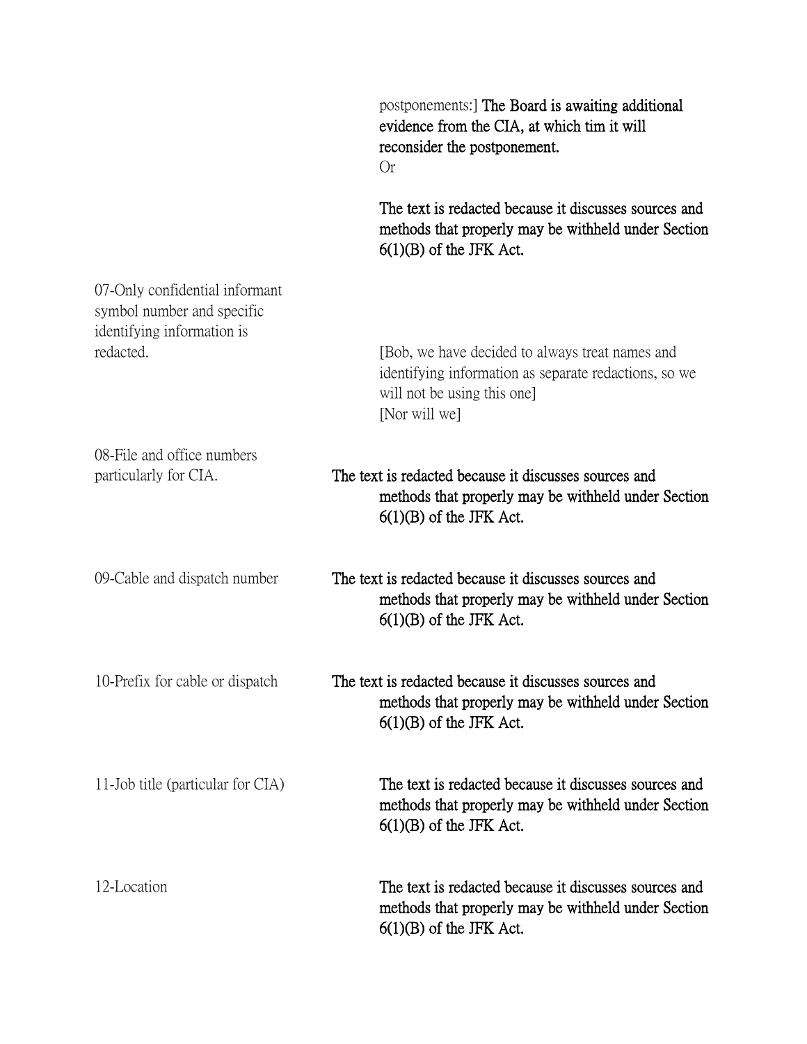postponements:] **The Board is awaiting additional evidence from the CIA, at which tim it will reconsider the postponement.**
Or

**The text is redacted because it discusses sources and methods that properly may be withheld under Section 6(1)(B) of the JFK Act.**

| Code | Explanation |
|---|---|
| 07-Only confidential informant symbol number and specific identifying information is redacted. | [Bob, we have decided to always treat names and identifying information as separate redactions, so we will not be using this one] [Nor will we] |
| 08-File and office numbers particularly for CIA. | **The text is redacted because it discusses sources and methods that properly may be withheld under Section 6(1)(B) of the JFK Act.** |
| 09-Cable and dispatch number | **The text is redacted because it discusses sources and methods that properly may be withheld under Section 6(1)(B) of the JFK Act.** |
| 10-Prefix for cable or dispatch | **The text is redacted because it discusses sources and methods that properly may be withheld under Section 6(1)(B) of the JFK Act.** |
| 11-Job title (particular for CIA) | **The text is redacted because it discusses sources and methods that properly may be withheld under Section 6(1)(B) of the JFK Act.** |
| 12-Location | **The text is redacted because it discusses sources and methods that properly may be withheld under Section 6(1)(B) of the JFK Act.** |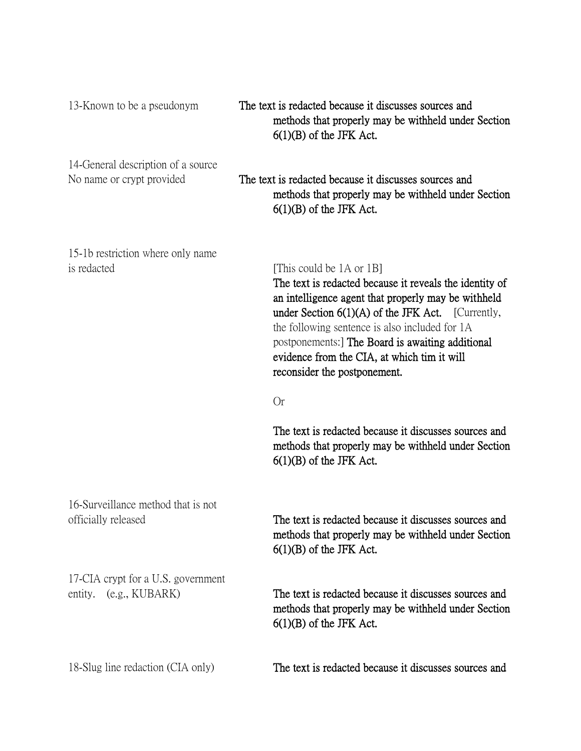| | |
|---|---|
| 13-Known to be a pseudonym | **The text is redacted because it discusses sources and methods that properly may be withheld under Section 6(1)(B) of the JFK Act.** |
| 14-General description of a source No name or crypt provided | **The text is redacted because it discusses sources and methods that properly may be withheld under Section 6(1)(B) of the JFK Act.** |
| 15-1b restriction where only name is redacted | [This could be 1A or 1B]<br>**The text is redacted because it reveals the identity of an intelligence agent that properly may be withheld under Section 6(1)(A) of the JFK Act.** [Currently, the following sentence is also included for 1A postponements:] **The Board is awaiting additional evidence from the CIA, at which tim it will reconsider the postponement.**<br><br>Or<br><br>**The text is redacted because it discusses sources and methods that properly may be withheld under Section 6(1)(B) of the JFK Act.** |
| 16-Surveillance method that is not officially released | **The text is redacted because it discusses sources and methods that properly may be withheld under Section 6(1)(B) of the JFK Act.** |
| 17-CIA crypt for a U.S. government entity. (e.g., KUBARK) | **The text is redacted because it discusses sources and methods that properly may be withheld under Section 6(1)(B) of the JFK Act.** |
| 18-Slug line redaction (CIA only) | **The text is redacted because it discusses sources and** |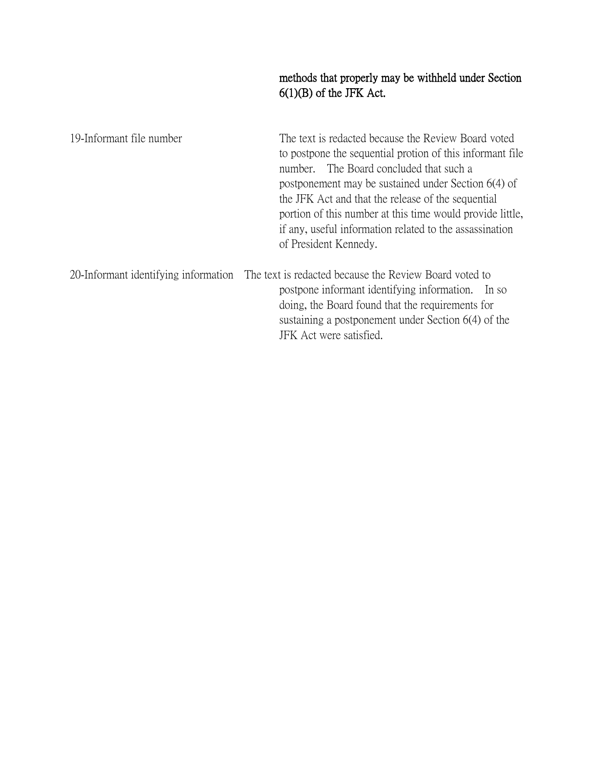| | |
|---|---|
| | **methods that properly may be withheld under Section 6(1)(B) of the JFK Act.** |
| 19-Informant file number | The text is redacted because the Review Board voted to postpone the sequential protion of this informant file number. The Board concluded that such a postponement may be sustained under Section 6(4) of the JFK Act and that the release of the sequential portion of this number at this time would provide little, if any, useful information related to the assassination of President Kennedy. |
| 20-Informant identifying information | The text is redacted because the Review Board voted to postpone informant identifying information. In so doing, the Board found that the requirements for sustaining a postponement under Section 6(4) of the JFK Act were satisfied. |